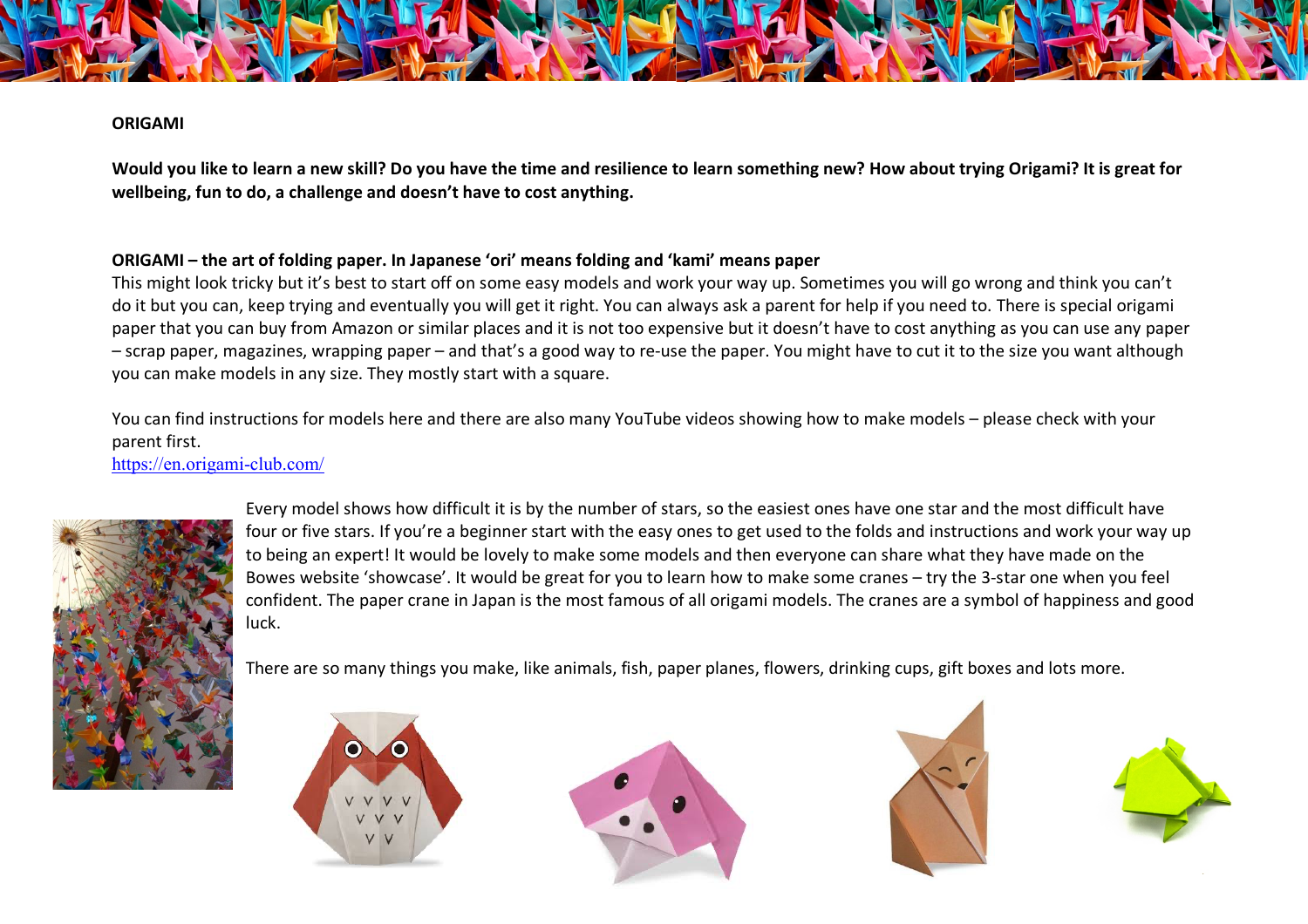**ORIGAMI**

**Would you like to learn a new skill? Do you have the time and resilience to learn something new? How about trying Origami? It is great for wellbeing, fun to do, a challenge and doesn't have to cost anything.**

**ORIGAMI – the art of folding paper. In Japanese 'ori' means folding and 'kami' means paper**

This might look tricky but it's best to start off on some easy models and work your way up. Sometimes you will go wrong and think you can't do it but you can, keep trying and eventually you will get it right. You can always ask a parent for help if you need to. There is special origami paper that you can buy from Amazon or similar places and it is not too expensive but it doesn't have to cost anything as you can use any paper – scrap paper, magazines, wrapping paper – and that's a good way to re-use the paper. You might have to cut it to the size you want although you can make models in any size. They mostly start with a square.

You can find instructions for models here and there are also many YouTube videos showing how to make models – please check with your parent first.
https://en.origami-club.com/

Every model shows how difficult it is by the number of stars, so the easiest ones have one star and the most difficult have four or five stars. If you're a beginner start with the easy ones to get used to the folds and instructions and work your way up to being an expert! It would be lovely to make some models and then everyone can share what they have made on the Bowes website 'showcase'. It would be great for you to learn how to make some cranes – try the 3-star one when you feel confident. The paper crane in Japan is the most famous of all origami models. The cranes are a symbol of happiness and good luck.

There are so many things you make, like animals, fish, paper planes, flowers, drinking cups, gift boxes and lots more.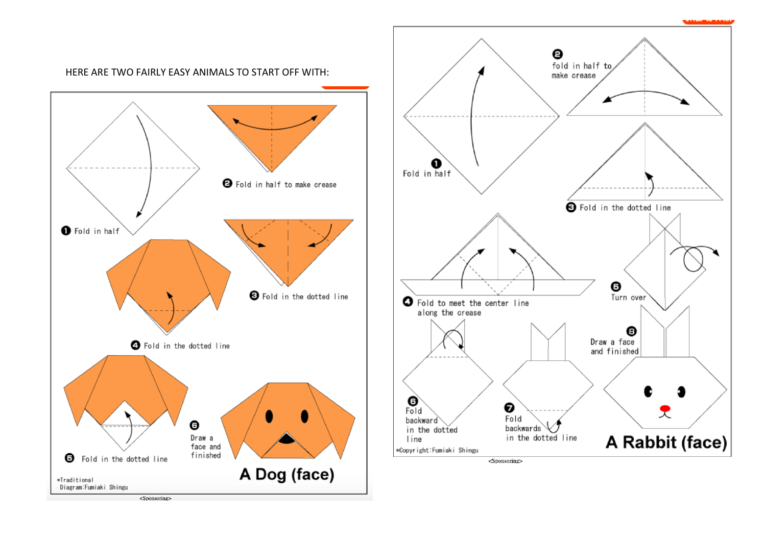HERE ARE TWO FAIRLY EASY ANIMALS TO START OFF WITH:

1. Fold in half
2. Fold in half to make crease
3. Fold in the dotted line
4. Fold in the dotted line
5. Fold in the dotted line
6. Draw a face and finished

**A Dog (face)**

*Traditional
Diagram:Fumiaki Shingu

<Sponsoring>

1. Fold in half
2. fold in half to make crease
3. Fold in the dotted line
4. Fold to meet the center line along the crease
5. Turn over
6. Fold backward in the dotted line
7. Fold backwards in the dotted line
8. Draw a face and finished

**A Rabbit (face)**

*Copyright:Fumiaki Shingu

<Sponsoring>